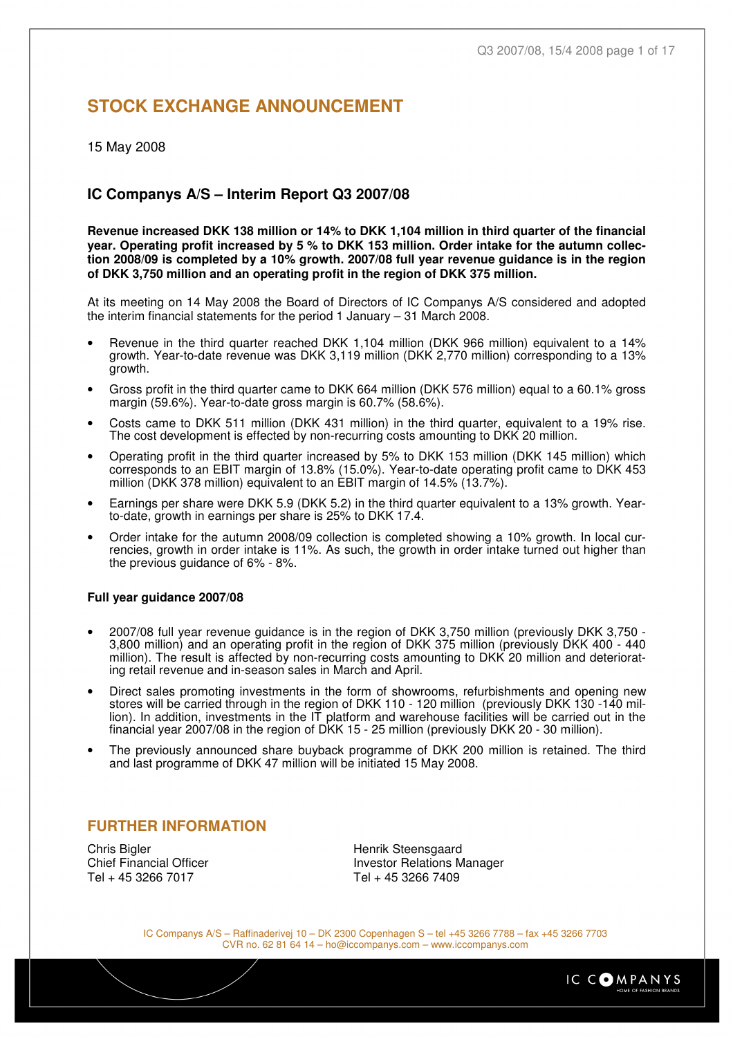# STOCK EXCHANGE ANNOUNCEMENT

15 May 2008

## IC Companys A/S – Interim Report Q3 2007/08

**Revenue increased DKK 138 million or 14% to DKK 1,104 million in third quarter of the financial year. Operating profit increased by 5 % to DKK 153 million. Order intake for the autumn collection 2008/09 is completed by a 10% growth. 2007/08 full year revenue guidance is in the region of DKK 3,750 million and an operating profit in the region of DKK 375 million.**

At its meeting on 14 May 2008 the Board of Directors of IC Companys A/S considered and adopted the interim financial statements for the period 1 January – 31 March 2008.

- Revenue in the third quarter reached DKK 1,104 million (DKK 966 million) equivalent to a 14% growth. Year-to-date revenue was DKK 3,119 million (DKK 2,770 million) corresponding to a 13% growth.
- Gross profit in the third quarter came to DKK 664 million (DKK 576 million) equal to a 60.1% gross margin (59.6%). Year-to-date gross margin is 60.7% (58.6%).
- Costs came to DKK 511 million (DKK 431 million) in the third quarter, equivalent to a 19% rise. The cost development is effected by non-recurring costs amounting to DKK 20 million.
- Operating profit in the third quarter increased by 5% to DKK 153 million (DKK 145 million) which corresponds to an EBIT margin of 13.8% (15.0%). Year-to-date operating profit came to DKK 453 million (DKK 378 million) equivalent to an EBIT margin of 14.5% (13.7%).
- Earnings per share were DKK 5.9 (DKK 5.2) in the third quarter equivalent to a 13% growth. Year-to-date, growth in earnings per share is 25% to DKK 17.4.
- Order intake for the autumn 2008/09 collection is completed showing a 10% growth. In local currencies, growth in order intake is 11%. As such, the growth in order intake turned out higher than the previous guidance of 6% - 8%.

**Full year guidance 2007/08**

- 2007/08 full year revenue guidance is in the region of DKK 3,750 million (previously DKK 3,750 - 3,800 million) and an operating profit in the region of DKK 375 million (previously DKK 400 - 440 million). The result is affected by non-recurring costs amounting to DKK 20 million and deteriorating retail revenue and in-season sales in March and April.
- Direct sales promoting investments in the form of showrooms, refurbishments and opening new stores will be carried through in the region of DKK 110 - 120 million (previously DKK 130 -140 million). In addition, investments in the IT platform and warehouse facilities will be carried out in the financial year 2007/08 in the region of DKK 15 - 25 million (previously DKK 20 - 30 million).
- The previously announced share buyback programme of DKK 200 million is retained. The third and last programme of DKK 47 million will be initiated 15 May 2008.

## FURTHER INFORMATION

Chris Bigler
Chief Financial Officer
Tel + 45 3266 7017

Henrik Steensgaard
Investor Relations Manager
Tel + 45 3266 7409

IC Companys A/S – Raffinaderivej 10 – DK 2300 Copenhagen S – tel +45 3266 7788 – fax +45 3266 7703
CVR no. 62 81 64 14 – ho@iccompanys.com – www.iccompanys.com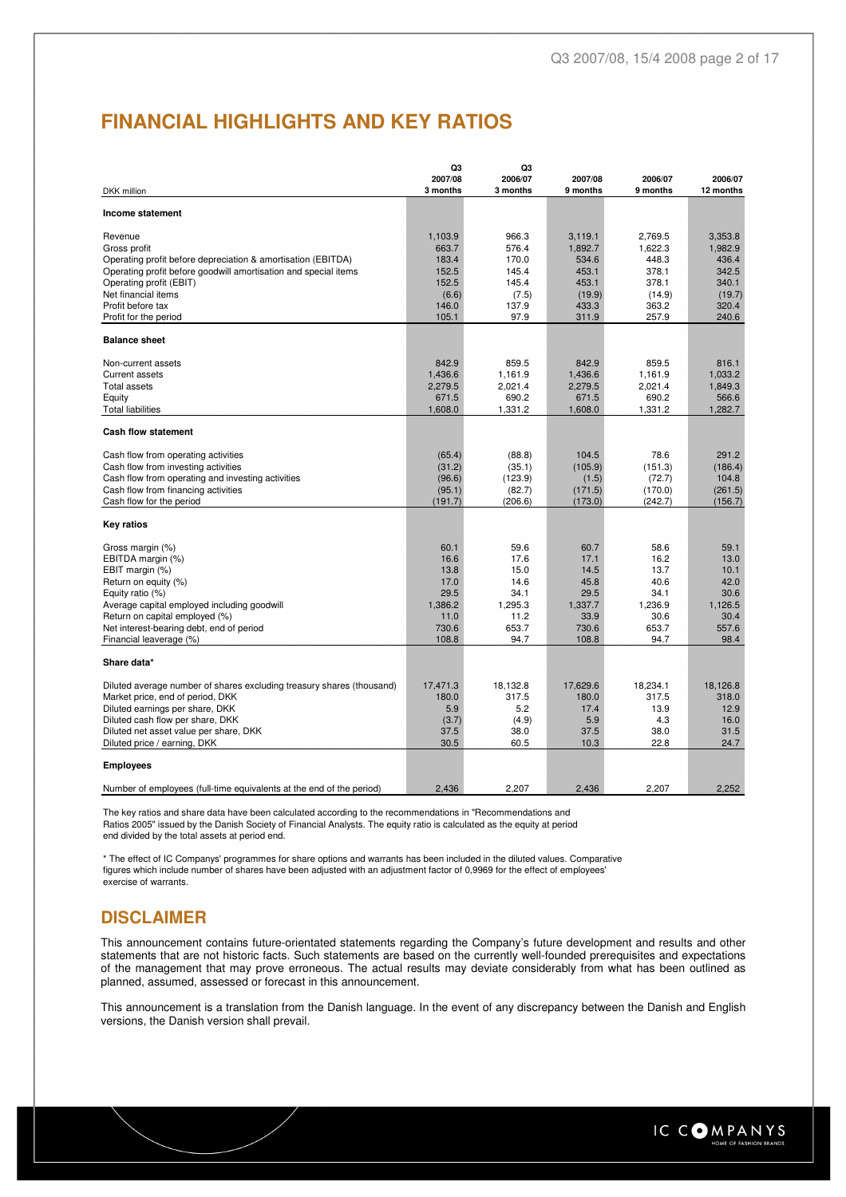# FINANCIAL HIGHLIGHTS AND KEY RATIOS

| DKK million | Q3 2007/08 3 months | Q3 2006/07 3 months | 2007/08 9 months | 2006/07 9 months | 2006/07 12 months |
|---|---|---|---|---|---|
| **Income statement** | | | | | |
| Revenue | 1,103.9 | 966.3 | 3,119.1 | 2,769.5 | 3,353.8 |
| Gross profit | 663.7 | 576.4 | 1,892.7 | 1,622.3 | 1,982.9 |
| Operating profit before depreciation & amortisation (EBITDA) | 183.4 | 170.0 | 534.6 | 448.3 | 436.4 |
| Operating profit before goodwill amortisation and special items | 152.5 | 145.4 | 453.1 | 378.1 | 342.5 |
| Operating profit (EBIT) | 152.5 | 145.4 | 453.1 | 378.1 | 340.1 |
| Net financial items | (6.6) | (7.5) | (19.9) | (14.9) | (19.7) |
| Profit before tax | 146.0 | 137.9 | 433.3 | 363.2 | 320.4 |
| Profit for the period | 105.1 | 97.9 | 311.9 | 257.9 | 240.6 |
| **Balance sheet** | | | | | |
| Non-current assets | 842.9 | 859.5 | 842.9 | 859.5 | 816.1 |
| Current assets | 1,436.6 | 1,161.9 | 1,436.6 | 1,161.9 | 1,033.2 |
| Total assets | 2,279.5 | 2,021.4 | 2,279.5 | 2,021.4 | 1,849.3 |
| Equity | 671.5 | 690.2 | 671.5 | 690.2 | 566.6 |
| Total liabilities | 1,608.0 | 1,331.2 | 1,608.0 | 1,331.2 | 1,282.7 |
| **Cash flow statement** | | | | | |
| Cash flow from operating activities | (65.4) | (88.8) | 104.5 | 78.6 | 291.2 |
| Cash flow from investing activities | (31.2) | (35.1) | (105.9) | (151.3) | (186.4) |
| Cash flow from operating and investing activities | (96.6) | (123.9) | (1.5) | (72.7) | 104.8 |
| Cash flow from financing activities | (95.1) | (82.7) | (171.5) | (170.0) | (261.5) |
| Cash flow for the period | (191.7) | (206.6) | (173.0) | (242.7) | (156.7) |
| **Key ratios** | | | | | |
| Gross margin (%) | 60.1 | 59.6 | 60.7 | 58.6 | 59.1 |
| EBITDA margin (%) | 16.6 | 17.6 | 17.1 | 16.2 | 13.0 |
| EBIT margin (%) | 13.8 | 15.0 | 14.5 | 13.7 | 10.1 |
| Return on equity (%) | 17.0 | 14.6 | 45.8 | 40.6 | 42.0 |
| Equity ratio (%) | 29.5 | 34.1 | 29.5 | 34.1 | 30.6 |
| Average capital employed including goodwill | 1,386.2 | 1,295.3 | 1,337.7 | 1,236.9 | 1,126.5 |
| Return on capital employed (%) | 11.0 | 11.2 | 33.9 | 30.6 | 30.4 |
| Net interest-bearing debt, end of period | 730.6 | 653.7 | 730.6 | 653.7 | 557.6 |
| Financial leaverage (%) | 108.8 | 94.7 | 108.8 | 94.7 | 98.4 |
| **Share data*** | | | | | |
| Diluted average number of shares excluding treasury shares (thousand) | 17,471.3 | 18,132.8 | 17,629.6 | 18,234.1 | 18,126.8 |
| Market price, end of period, DKK | 180.0 | 317.5 | 180.0 | 317.5 | 318.0 |
| Diluted earnings per share, DKK | 5.9 | 5.2 | 17.4 | 13.9 | 12.9 |
| Diluted cash flow per share, DKK | (3.7) | (4.9) | 5.9 | 4.3 | 16.0 |
| Diluted net asset value per share, DKK | 37.5 | 38.0 | 37.5 | 38.0 | 31.5 |
| Diluted price / earning, DKK | 30.5 | 60.5 | 10.3 | 22.8 | 24.7 |
| **Employees** | | | | | |
| Number of employees (full-time equivalents at the end of the period) | 2,436 | 2,207 | 2,436 | 2,207 | 2,252 |

The key ratios and share data have been calculated according to the recommendations in "Recommendations and Ratios 2005" issued by the Danish Society of Financial Analysts. The equity ratio is calculated as the equity at period end divided by the total assets at period end.

* The effect of IC Companys' programmes for share options and warrants has been included in the diluted values. Comparative figures which include number of shares have been adjusted with an adjustment factor of 0,9969 for the effect of employees' exercise of warrants.

## DISCLAIMER

This announcement contains future-orientated statements regarding the Company's future development and results and other statements that are not historic facts. Such statements are based on the currently well-founded prerequisites and expectations of the management that may prove erroneous. The actual results may deviate considerably from what has been outlined as planned, assumed, assessed or forecast in this announcement.

This announcement is a translation from the Danish language. In the event of any discrepancy between the Danish and English versions, the Danish version shall prevail.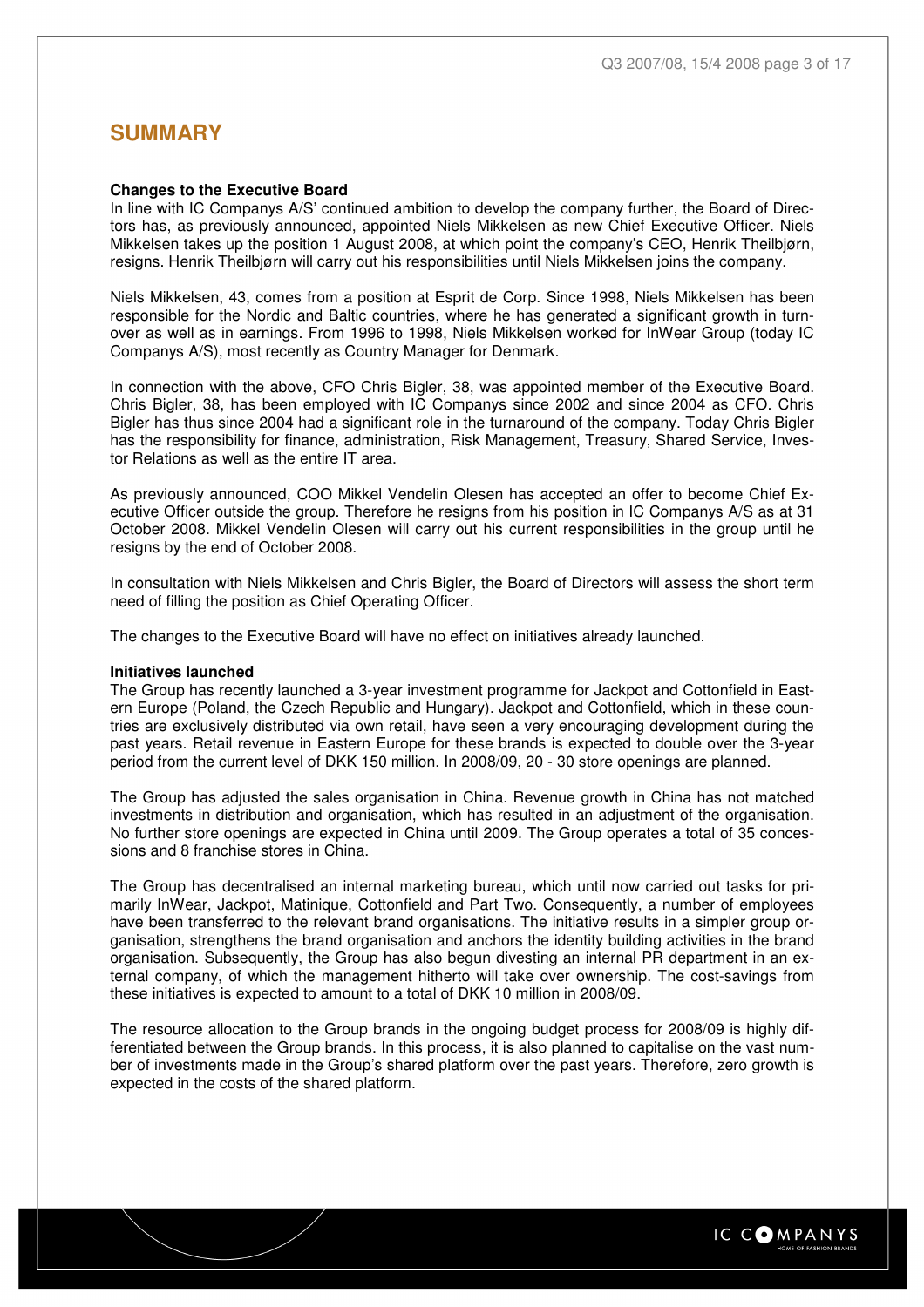# SUMMARY

**Changes to the Executive Board**

In line with IC Companys A/S' continued ambition to develop the company further, the Board of Directors has, as previously announced, appointed Niels Mikkelsen as new Chief Executive Officer. Niels Mikkelsen takes up the position 1 August 2008, at which point the company's CEO, Henrik Theilbjørn, resigns. Henrik Theilbjørn will carry out his responsibilities until Niels Mikkelsen joins the company.

Niels Mikkelsen, 43, comes from a position at Esprit de Corp. Since 1998, Niels Mikkelsen has been responsible for the Nordic and Baltic countries, where he has generated a significant growth in turnover as well as in earnings. From 1996 to 1998, Niels Mikkelsen worked for InWear Group (today IC Companys A/S), most recently as Country Manager for Denmark.

In connection with the above, CFO Chris Bigler, 38, was appointed member of the Executive Board. Chris Bigler, 38, has been employed with IC Companys since 2002 and since 2004 as CFO. Chris Bigler has thus since 2004 had a significant role in the turnaround of the company. Today Chris Bigler has the responsibility for finance, administration, Risk Management, Treasury, Shared Service, Investor Relations as well as the entire IT area.

As previously announced, COO Mikkel Vendelin Olesen has accepted an offer to become Chief Executive Officer outside the group. Therefore he resigns from his position in IC Companys A/S as at 31 October 2008. Mikkel Vendelin Olesen will carry out his current responsibilities in the group until he resigns by the end of October 2008.

In consultation with Niels Mikkelsen and Chris Bigler, the Board of Directors will assess the short term need of filling the position as Chief Operating Officer.

The changes to the Executive Board will have no effect on initiatives already launched.

**Initiatives launched**

The Group has recently launched a 3-year investment programme for Jackpot and Cottonfield in Eastern Europe (Poland, the Czech Republic and Hungary). Jackpot and Cottonfield, which in these countries are exclusively distributed via own retail, have seen a very encouraging development during the past years. Retail revenue in Eastern Europe for these brands is expected to double over the 3-year period from the current level of DKK 150 million. In 2008/09, 20 - 30 store openings are planned.

The Group has adjusted the sales organisation in China. Revenue growth in China has not matched investments in distribution and organisation, which has resulted in an adjustment of the organisation. No further store openings are expected in China until 2009. The Group operates a total of 35 concessions and 8 franchise stores in China.

The Group has decentralised an internal marketing bureau, which until now carried out tasks for primarily InWear, Jackpot, Matinique, Cottonfield and Part Two. Consequently, a number of employees have been transferred to the relevant brand organisations. The initiative results in a simpler group organisation, strengthens the brand organisation and anchors the identity building activities in the brand organisation. Subsequently, the Group has also begun divesting an internal PR department in an external company, of which the management hitherto will take over ownership. The cost-savings from these initiatives is expected to amount to a total of DKK 10 million in 2008/09.

The resource allocation to the Group brands in the ongoing budget process for 2008/09 is highly differentiated between the Group brands. In this process, it is also planned to capitalise on the vast number of investments made in the Group's shared platform over the past years. Therefore, zero growth is expected in the costs of the shared platform.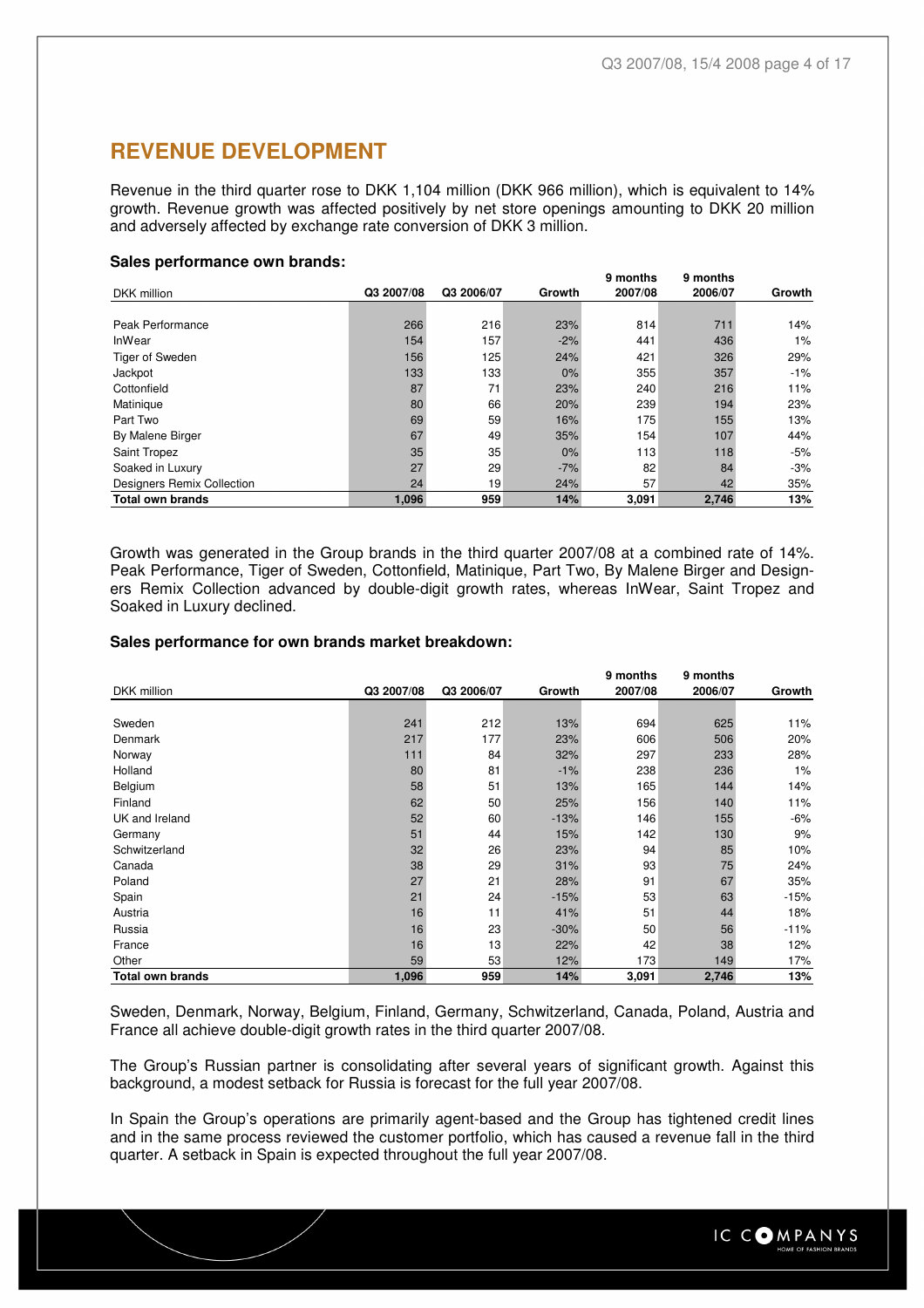## REVENUE DEVELOPMENT

Revenue in the third quarter rose to DKK 1,104 million (DKK 966 million), which is equivalent to 14% growth. Revenue growth was affected positively by net store openings amounting to DKK 20 million and adversely affected by exchange rate conversion of DKK 3 million.

**Sales performance own brands:**

| DKK million | Q3 2007/08 | Q3 2006/07 | Growth | 9 months 2007/08 | 9 months 2006/07 | Growth |
|---|---|---|---|---|---|---|
| Peak Performance | 266 | 216 | 23% | 814 | 711 | 14% |
| InWear | 154 | 157 | -2% | 441 | 436 | 1% |
| Tiger of Sweden | 156 | 125 | 24% | 421 | 326 | 29% |
| Jackpot | 133 | 133 | 0% | 355 | 357 | -1% |
| Cottonfield | 87 | 71 | 23% | 240 | 216 | 11% |
| Matinique | 80 | 66 | 20% | 239 | 194 | 23% |
| Part Two | 69 | 59 | 16% | 175 | 155 | 13% |
| By Malene Birger | 67 | 49 | 35% | 154 | 107 | 44% |
| Saint Tropez | 35 | 35 | 0% | 113 | 118 | -5% |
| Soaked in Luxury | 27 | 29 | -7% | 82 | 84 | -3% |
| Designers Remix Collection | 24 | 19 | 24% | 57 | 42 | 35% |
| **Total own brands** | **1,096** | **959** | **14%** | **3,091** | **2,746** | **13%** |

Growth was generated in the Group brands in the third quarter 2007/08 at a combined rate of 14%. Peak Performance, Tiger of Sweden, Cottonfield, Matinique, Part Two, By Malene Birger and Designers Remix Collection advanced by double-digit growth rates, whereas InWear, Saint Tropez and Soaked in Luxury declined.

**Sales performance for own brands market breakdown:**

| DKK million | Q3 2007/08 | Q3 2006/07 | Growth | 9 months 2007/08 | 9 months 2006/07 | Growth |
|---|---|---|---|---|---|---|
| Sweden | 241 | 212 | 13% | 694 | 625 | 11% |
| Denmark | 217 | 177 | 23% | 606 | 506 | 20% |
| Norway | 111 | 84 | 32% | 297 | 233 | 28% |
| Holland | 80 | 81 | -1% | 238 | 236 | 1% |
| Belgium | 58 | 51 | 13% | 165 | 144 | 14% |
| Finland | 62 | 50 | 25% | 156 | 140 | 11% |
| UK and Ireland | 52 | 60 | -13% | 146 | 155 | -6% |
| Germany | 51 | 44 | 15% | 142 | 130 | 9% |
| Schwitzerland | 32 | 26 | 23% | 94 | 85 | 10% |
| Canada | 38 | 29 | 31% | 93 | 75 | 24% |
| Poland | 27 | 21 | 28% | 91 | 67 | 35% |
| Spain | 21 | 24 | -15% | 53 | 63 | -15% |
| Austria | 16 | 11 | 41% | 51 | 44 | 18% |
| Russia | 16 | 23 | -30% | 50 | 56 | -11% |
| France | 16 | 13 | 22% | 42 | 38 | 12% |
| Other | 59 | 53 | 12% | 173 | 149 | 17% |
| **Total own brands** | **1,096** | **959** | **14%** | **3,091** | **2,746** | **13%** |

Sweden, Denmark, Norway, Belgium, Finland, Germany, Schwitzerland, Canada, Poland, Austria and France all achieve double-digit growth rates in the third quarter 2007/08.

The Group's Russian partner is consolidating after several years of significant growth. Against this background, a modest setback for Russia is forecast for the full year 2007/08.

In Spain the Group's operations are primarily agent-based and the Group has tightened credit lines and in the same process reviewed the customer portfolio, which has caused a revenue fall in the third quarter. A setback in Spain is expected throughout the full year 2007/08.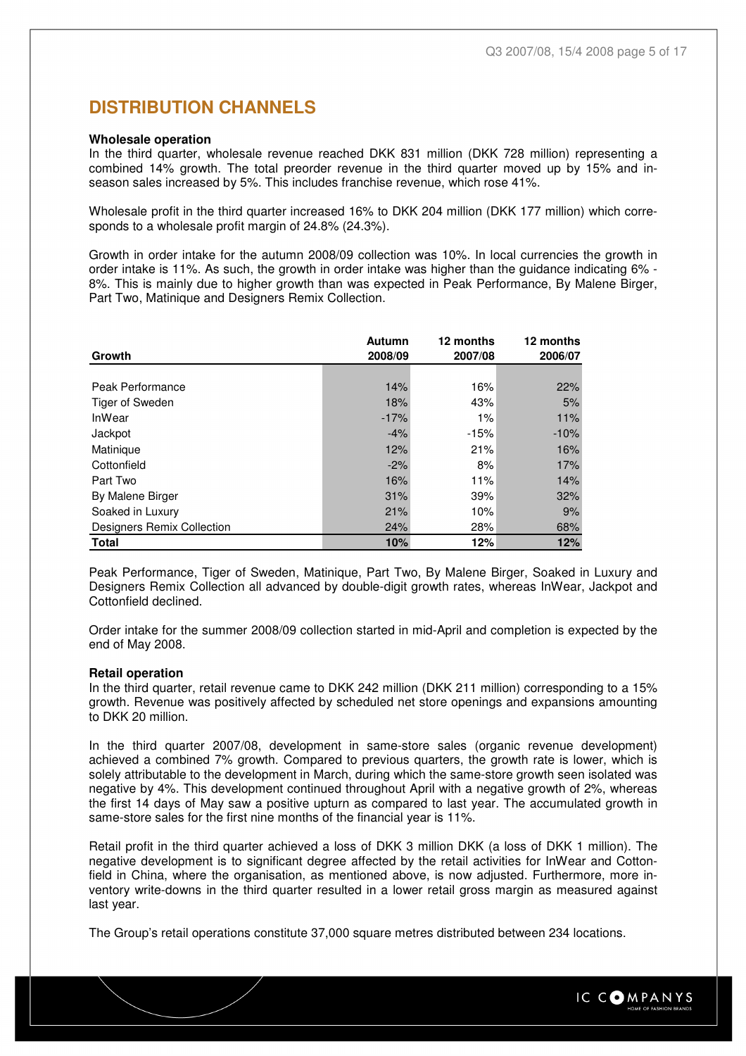## DISTRIBUTION CHANNELS

**Wholesale operation**

In the third quarter, wholesale revenue reached DKK 831 million (DKK 728 million) representing a combined 14% growth. The total preorder revenue in the third quarter moved up by 15% and in-season sales increased by 5%. This includes franchise revenue, which rose 41%.

Wholesale profit in the third quarter increased 16% to DKK 204 million (DKK 177 million) which corresponds to a wholesale profit margin of 24.8% (24.3%).

Growth in order intake for the autumn 2008/09 collection was 10%. In local currencies the growth in order intake is 11%. As such, the growth in order intake was higher than the guidance indicating 6% - 8%. This is mainly due to higher growth than was expected in Peak Performance, By Malene Birger, Part Two, Matinique and Designers Remix Collection.

| Growth | Autumn 2008/09 | 12 months 2007/08 | 12 months 2006/07 |
|---|---|---|---|
| Peak Performance | 14% | 16% | 22% |
| Tiger of Sweden | 18% | 43% | 5% |
| InWear | -17% | 1% | 11% |
| Jackpot | -4% | -15% | -10% |
| Matinique | 12% | 21% | 16% |
| Cottonfield | -2% | 8% | 17% |
| Part Two | 16% | 11% | 14% |
| By Malene Birger | 31% | 39% | 32% |
| Soaked in Luxury | 21% | 10% | 9% |
| Designers Remix Collection | 24% | 28% | 68% |
| **Total** | **10%** | **12%** | **12%** |

Peak Performance, Tiger of Sweden, Matinique, Part Two, By Malene Birger, Soaked in Luxury and Designers Remix Collection all advanced by double-digit growth rates, whereas InWear, Jackpot and Cottonfield declined.

Order intake for the summer 2008/09 collection started in mid-April and completion is expected by the end of May 2008.

**Retail operation**

In the third quarter, retail revenue came to DKK 242 million (DKK 211 million) corresponding to a 15% growth. Revenue was positively affected by scheduled net store openings and expansions amounting to DKK 20 million.

In the third quarter 2007/08, development in same-store sales (organic revenue development) achieved a combined 7% growth. Compared to previous quarters, the growth rate is lower, which is solely attributable to the development in March, during which the same-store growth seen isolated was negative by 4%. This development continued throughout April with a negative growth of 2%, whereas the first 14 days of May saw a positive upturn as compared to last year. The accumulated growth in same-store sales for the first nine months of the financial year is 11%.

Retail profit in the third quarter achieved a loss of DKK 3 million DKK (a loss of DKK 1 million). The negative development is to significant degree affected by the retail activities for InWear and Cottonfield in China, where the organisation, as mentioned above, is now adjusted. Furthermore, more inventory write-downs in the third quarter resulted in a lower retail gross margin as measured against last year.

The Group's retail operations constitute 37,000 square metres distributed between 234 locations.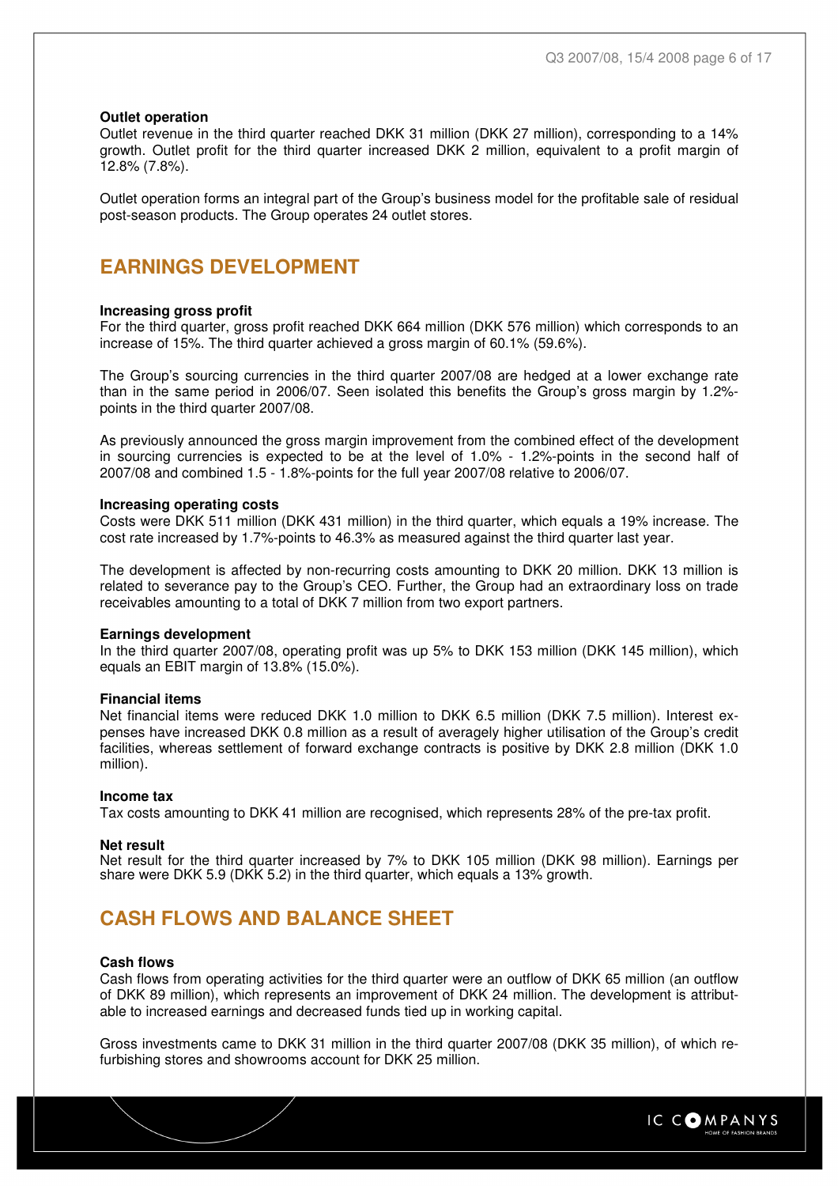**Outlet operation**

Outlet revenue in the third quarter reached DKK 31 million (DKK 27 million), corresponding to a 14% growth. Outlet profit for the third quarter increased DKK 2 million, equivalent to a profit margin of 12.8% (7.8%).

Outlet operation forms an integral part of the Group's business model for the profitable sale of residual post-season products. The Group operates 24 outlet stores.

## EARNINGS DEVELOPMENT

**Increasing gross profit**

For the third quarter, gross profit reached DKK 664 million (DKK 576 million) which corresponds to an increase of 15%. The third quarter achieved a gross margin of 60.1% (59.6%).

The Group's sourcing currencies in the third quarter 2007/08 are hedged at a lower exchange rate than in the same period in 2006/07. Seen isolated this benefits the Group's gross margin by 1.2%-points in the third quarter 2007/08.

As previously announced the gross margin improvement from the combined effect of the development in sourcing currencies is expected to be at the level of 1.0% - 1.2%-points in the second half of 2007/08 and combined 1.5 - 1.8%-points for the full year 2007/08 relative to 2006/07.

**Increasing operating costs**

Costs were DKK 511 million (DKK 431 million) in the third quarter, which equals a 19% increase. The cost rate increased by 1.7%-points to 46.3% as measured against the third quarter last year.

The development is affected by non-recurring costs amounting to DKK 20 million. DKK 13 million is related to severance pay to the Group's CEO. Further, the Group had an extraordinary loss on trade receivables amounting to a total of DKK 7 million from two export partners.

**Earnings development**

In the third quarter 2007/08, operating profit was up 5% to DKK 153 million (DKK 145 million), which equals an EBIT margin of 13.8% (15.0%).

**Financial items**

Net financial items were reduced DKK 1.0 million to DKK 6.5 million (DKK 7.5 million). Interest expenses have increased DKK 0.8 million as a result of averagely higher utilisation of the Group's credit facilities, whereas settlement of forward exchange contracts is positive by DKK 2.8 million (DKK 1.0 million).

**Income tax**

Tax costs amounting to DKK 41 million are recognised, which represents 28% of the pre-tax profit.

**Net result**

Net result for the third quarter increased by 7% to DKK 105 million (DKK 98 million). Earnings per share were DKK 5.9 (DKK 5.2) in the third quarter, which equals a 13% growth.

## CASH FLOWS AND BALANCE SHEET

**Cash flows**

Cash flows from operating activities for the third quarter were an outflow of DKK 65 million (an outflow of DKK 89 million), which represents an improvement of DKK 24 million. The development is attributable to increased earnings and decreased funds tied up in working capital.

Gross investments came to DKK 31 million in the third quarter 2007/08 (DKK 35 million), of which refurbishing stores and showrooms account for DKK 25 million.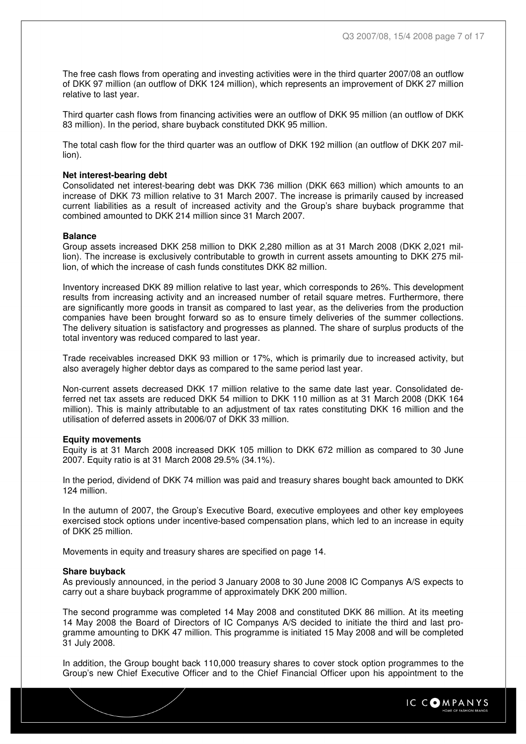The free cash flows from operating and investing activities were in the third quarter 2007/08 an outflow of DKK 97 million (an outflow of DKK 124 million), which represents an improvement of DKK 27 million relative to last year.

Third quarter cash flows from financing activities were an outflow of DKK 95 million (an outflow of DKK 83 million). In the period, share buyback constituted DKK 95 million.

The total cash flow for the third quarter was an outflow of DKK 192 million (an outflow of DKK 207 million).

**Net interest-bearing debt**

Consolidated net interest-bearing debt was DKK 736 million (DKK 663 million) which amounts to an increase of DKK 73 million relative to 31 March 2007. The increase is primarily caused by increased current liabilities as a result of increased activity and the Group's share buyback programme that combined amounted to DKK 214 million since 31 March 2007.

**Balance**

Group assets increased DKK 258 million to DKK 2,280 million as at 31 March 2008 (DKK 2,021 million). The increase is exclusively contributable to growth in current assets amounting to DKK 275 million, of which the increase of cash funds constitutes DKK 82 million.

Inventory increased DKK 89 million relative to last year, which corresponds to 26%. This development results from increasing activity and an increased number of retail square metres. Furthermore, there are significantly more goods in transit as compared to last year, as the deliveries from the production companies have been brought forward so as to ensure timely deliveries of the summer collections. The delivery situation is satisfactory and progresses as planned. The share of surplus products of the total inventory was reduced compared to last year.

Trade receivables increased DKK 93 million or 17%, which is primarily due to increased activity, but also averagely higher debtor days as compared to the same period last year.

Non-current assets decreased DKK 17 million relative to the same date last year. Consolidated deferred net tax assets are reduced DKK 54 million to DKK 110 million as at 31 March 2008 (DKK 164 million). This is mainly attributable to an adjustment of tax rates constituting DKK 16 million and the utilisation of deferred assets in 2006/07 of DKK 33 million.

**Equity movements**

Equity is at 31 March 2008 increased DKK 105 million to DKK 672 million as compared to 30 June 2007. Equity ratio is at 31 March 2008 29.5% (34.1%).

In the period, dividend of DKK 74 million was paid and treasury shares bought back amounted to DKK 124 million.

In the autumn of 2007, the Group's Executive Board, executive employees and other key employees exercised stock options under incentive-based compensation plans, which led to an increase in equity of DKK 25 million.

Movements in equity and treasury shares are specified on page 14.

**Share buyback**

As previously announced, in the period 3 January 2008 to 30 June 2008 IC Companys A/S expects to carry out a share buyback programme of approximately DKK 200 million.

The second programme was completed 14 May 2008 and constituted DKK 86 million. At its meeting 14 May 2008 the Board of Directors of IC Companys A/S decided to initiate the third and last programme amounting to DKK 47 million. This programme is initiated 15 May 2008 and will be completed 31 July 2008.

In addition, the Group bought back 110,000 treasury shares to cover stock option programmes to the Group's new Chief Executive Officer and to the Chief Financial Officer upon his appointment to the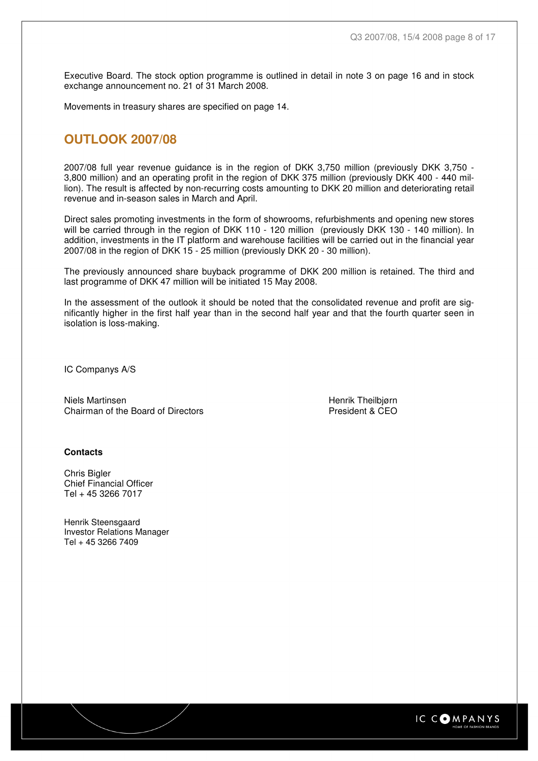Executive Board. The stock option programme is outlined in detail in note 3 on page 16 and in stock exchange announcement no. 21 of 31 March 2008.

Movements in treasury shares are specified on page 14.

## OUTLOOK 2007/08

2007/08 full year revenue guidance is in the region of DKK 3,750 million (previously DKK 3,750 - 3,800 million) and an operating profit in the region of DKK 375 million (previously DKK 400 - 440 million). The result is affected by non-recurring costs amounting to DKK 20 million and deteriorating retail revenue and in-season sales in March and April.

Direct sales promoting investments in the form of showrooms, refurbishments and opening new stores will be carried through in the region of DKK 110 - 120 million (previously DKK 130 - 140 million). In addition, investments in the IT platform and warehouse facilities will be carried out in the financial year 2007/08 in the region of DKK 15 - 25 million (previously DKK 20 - 30 million).

The previously announced share buyback programme of DKK 200 million is retained. The third and last programme of DKK 47 million will be initiated 15 May 2008.

In the assessment of the outlook it should be noted that the consolidated revenue and profit are significantly higher in the first half year than in the second half year and that the fourth quarter seen in isolation is loss-making.

IC Companys A/S

Niels Martinsen
Chairman of the Board of Directors

Henrik Theilbjørn
President & CEO

**Contacts**

Chris Bigler
Chief Financial Officer
Tel + 45 3266 7017

Henrik Steensgaard
Investor Relations Manager
Tel + 45 3266 7409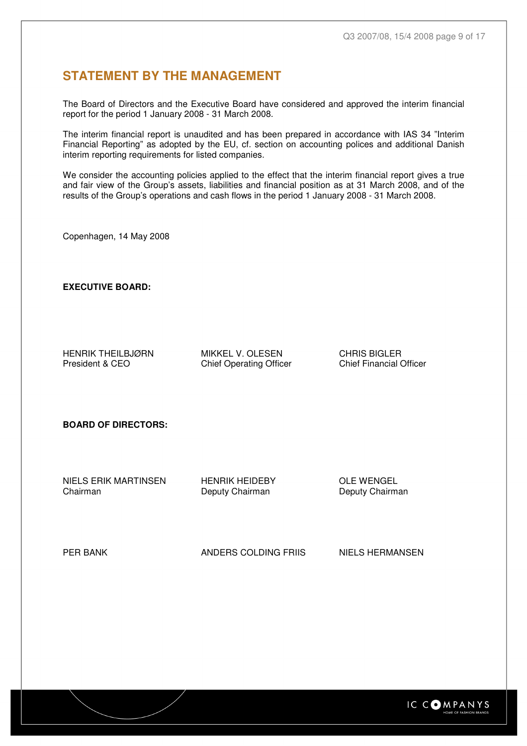## STATEMENT BY THE MANAGEMENT

The Board of Directors and the Executive Board have considered and approved the interim financial report for the period 1 January 2008 - 31 March 2008.

The interim financial report is unaudited and has been prepared in accordance with IAS 34 "Interim Financial Reporting" as adopted by the EU, cf. section on accounting polices and additional Danish interim reporting requirements for listed companies.

We consider the accounting policies applied to the effect that the interim financial report gives a true and fair view of the Group's assets, liabilities and financial position as at 31 March 2008, and of the results of the Group's operations and cash flows in the period 1 January 2008 - 31 March 2008.

Copenhagen, 14 May 2008

**EXECUTIVE BOARD:**

HENRIK THEILBJØRN
President & CEO

MIKKEL V. OLESEN
Chief Operating Officer

CHRIS BIGLER
Chief Financial Officer

**BOARD OF DIRECTORS:**

NIELS ERIK MARTINSEN
Chairman

HENRIK HEIDEBY
Deputy Chairman

OLE WENGEL
Deputy Chairman

PER BANK

ANDERS COLDING FRIIS

NIELS HERMANSEN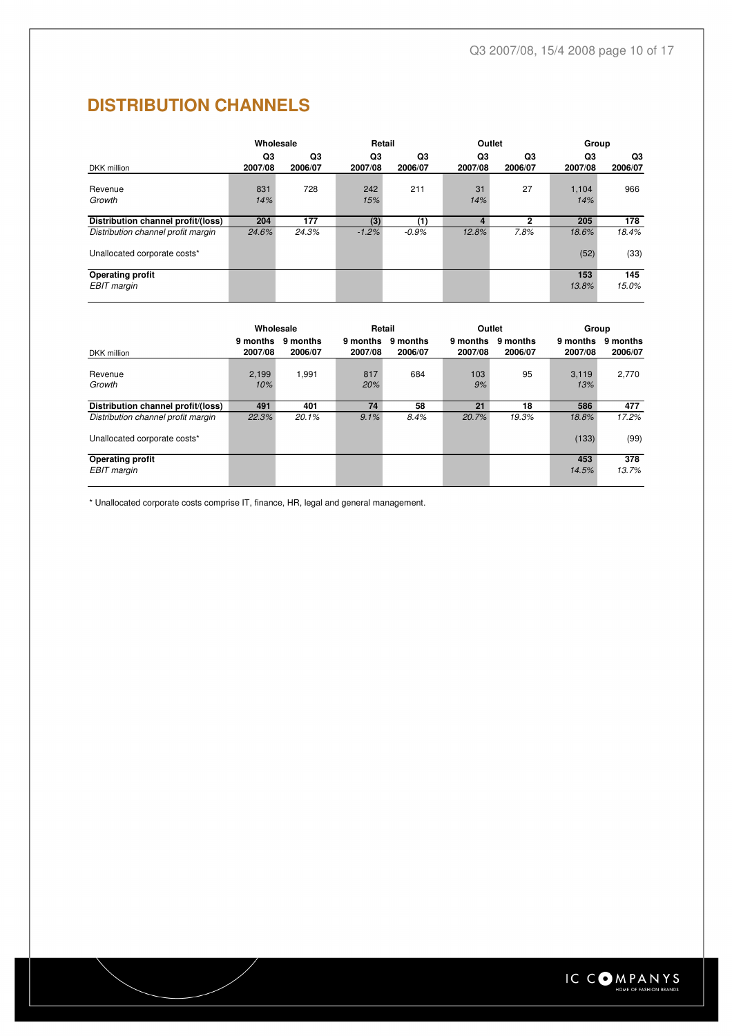# DISTRIBUTION CHANNELS

| DKK million | Wholesale | | Retail | | Outlet | | Group | |
|---|---|---|---|---|---|---|---|---|
| | Q3 2007/08 | Q3 2006/07 | Q3 2007/08 | Q3 2006/07 | Q3 2007/08 | Q3 2006/07 | Q3 2007/08 | Q3 2006/07 |
| Revenue | 831 | 728 | 242 | 211 | 31 | 27 | 1,104 | 966 |
| *Growth* | *14%* | | *15%* | | *14%* | | *14%* | |
| **Distribution channel profit/(loss)** | **204** | **177** | **(3)** | **(1)** | **4** | **2** | **205** | **178** |
| *Distribution channel profit margin* | *24.6%* | *24.3%* | *-1.2%* | *-0.9%* | *12.8%* | *7.8%* | *18.6%* | *18.4%* |
| Unallocated corporate costs* | | | | | | | (52) | (33) |
| **Operating profit** | | | | | | | **153** | **145** |
| *EBIT margin* | | | | | | | *13.8%* | *15.0%* |

| DKK million | Wholesale | | Retail | | Outlet | | Group | |
|---|---|---|---|---|---|---|---|---|
| | 9 months 2007/08 | 9 months 2006/07 | 9 months 2007/08 | 9 months 2006/07 | 9 months 2007/08 | 9 months 2006/07 | 9 months 2007/08 | 9 months 2006/07 |
| Revenue | 2,199 | 1,991 | 817 | 684 | 103 | 95 | 3,119 | 2,770 |
| *Growth* | *10%* | | *20%* | | *9%* | | *13%* | |
| **Distribution channel profit/(loss)** | **491** | **401** | **74** | **58** | **21** | **18** | **586** | **477** |
| *Distribution channel profit margin* | *22.3%* | *20.1%* | *9.1%* | *8.4%* | *20.7%* | *19.3%* | *18.8%* | *17.2%* |
| Unallocated corporate costs* | | | | | | | (133) | (99) |
| **Operating profit** | | | | | | | **453** | **378** |
| *EBIT margin* | | | | | | | *14.5%* | *13.7%* |

* Unallocated corporate costs comprise IT, finance, HR, legal and general management.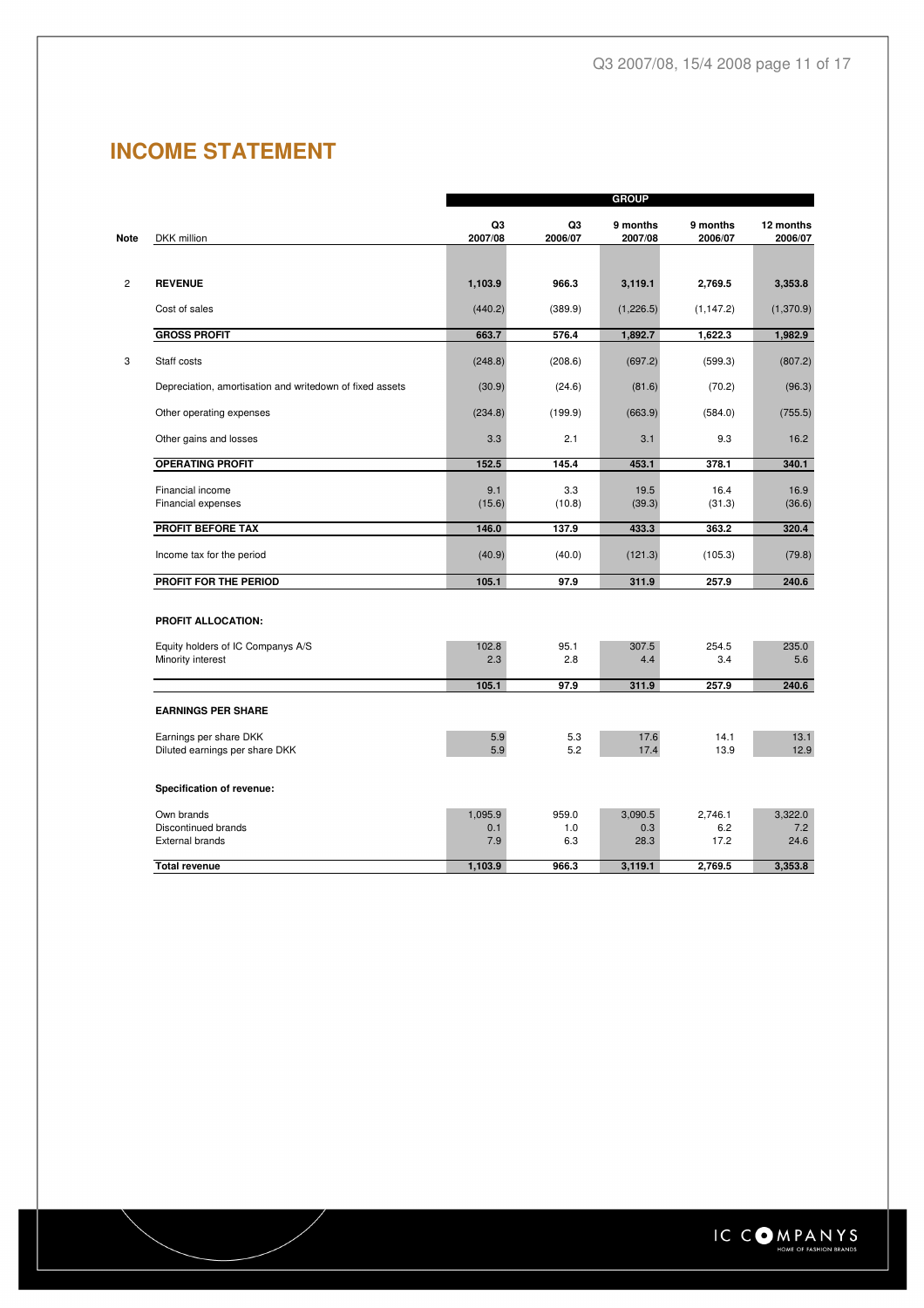# INCOME STATEMENT

| Note | DKK million | Q3 2007/08 | Q3 2006/07 | 9 months 2007/08 | 9 months 2006/07 | 12 months 2006/07 |
|---|---|---|---|---|---|---|
| | | GROUP | | | | |
| 2 | **REVENUE** | **1,103.9** | **966.3** | **3,119.1** | **2,769.5** | **3,353.8** |
| | Cost of sales | (440.2) | (389.9) | (1,226.5) | (1,147.2) | (1,370.9) |
| | **GROSS PROFIT** | **663.7** | **576.4** | **1,892.7** | **1,622.3** | **1,982.9** |
| 3 | Staff costs | (248.8) | (208.6) | (697.2) | (599.3) | (807.2) |
| | Depreciation, amortisation and writedown of fixed assets | (30.9) | (24.6) | (81.6) | (70.2) | (96.3) |
| | Other operating expenses | (234.8) | (199.9) | (663.9) | (584.0) | (755.5) |
| | Other gains and losses | 3.3 | 2.1 | 3.1 | 9.3 | 16.2 |
| | **OPERATING PROFIT** | **152.5** | **145.4** | **453.1** | **378.1** | **340.1** |
| | Financial income | 9.1 | 3.3 | 19.5 | 16.4 | 16.9 |
| | Financial expenses | (15.6) | (10.8) | (39.3) | (31.3) | (36.6) |
| | **PROFIT BEFORE TAX** | **146.0** | **137.9** | **433.3** | **363.2** | **320.4** |
| | Income tax for the period | (40.9) | (40.0) | (121.3) | (105.3) | (79.8) |
| | **PROFIT FOR THE PERIOD** | **105.1** | **97.9** | **311.9** | **257.9** | **240.6** |
| | **PROFIT ALLOCATION:** | | | | | |
| | Equity holders of IC Companys A/S | 102.8 | 95.1 | 307.5 | 254.5 | 235.0 |
| | Minority interest | 2.3 | 2.8 | 4.4 | 3.4 | 5.6 |
| | | **105.1** | **97.9** | **311.9** | **257.9** | **240.6** |
| | **EARNINGS PER SHARE** | | | | | |
| | Earnings per share DKK | 5.9 | 5.3 | 17.6 | 14.1 | 13.1 |
| | Diluted earnings per share DKK | 5.9 | 5.2 | 17.4 | 13.9 | 12.9 |
| | **Specification of revenue:** | | | | | |
| | Own brands | 1,095.9 | 959.0 | 3,090.5 | 2,746.1 | 3,322.0 |
| | Discontinued brands | 0.1 | 1.0 | 0.3 | 6.2 | 7.2 |
| | External brands | 7.9 | 6.3 | 28.3 | 17.2 | 24.6 |
| | **Total revenue** | **1,103.9** | **966.3** | **3,119.1** | **2,769.5** | **3,353.8** |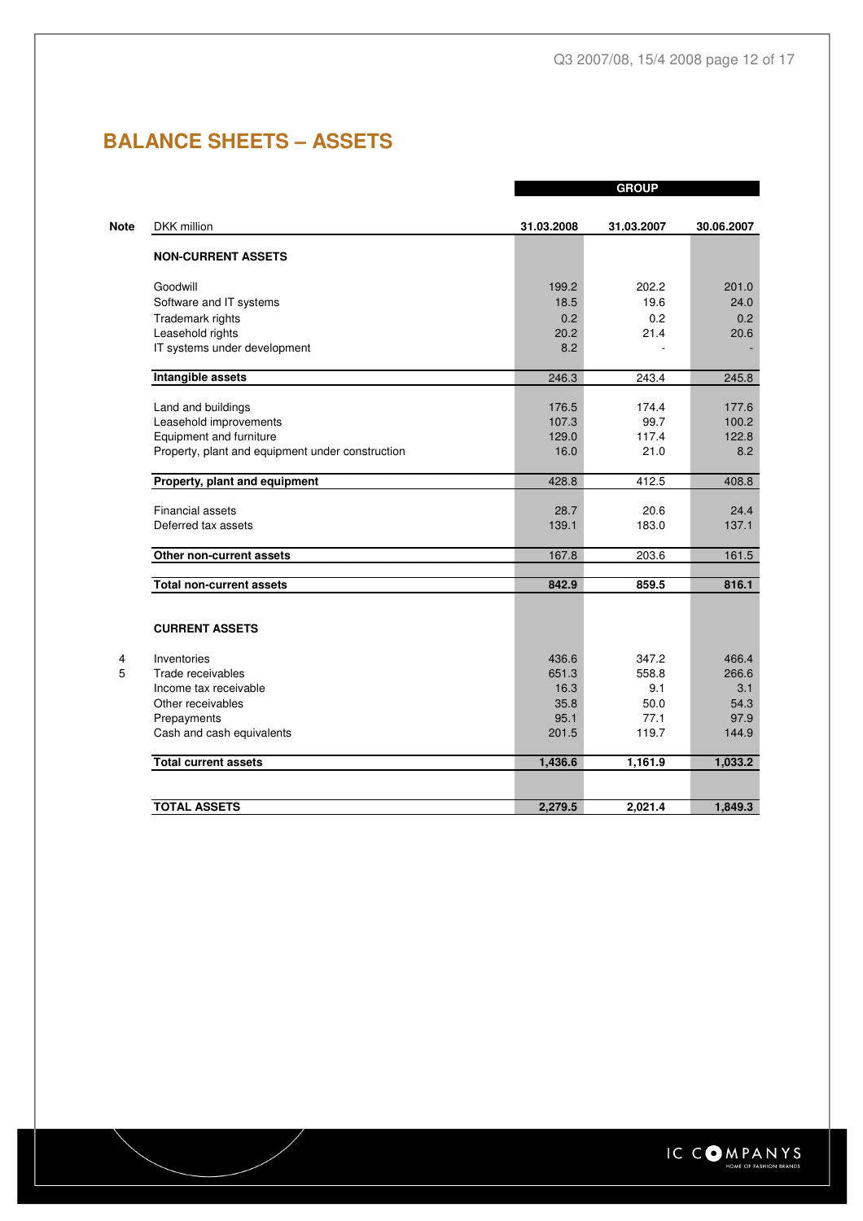# BALANCE SHEETS – ASSETS

| Note | DKK million | GROUP 31.03.2008 | 31.03.2007 | 30.06.2007 |
|---|---|---|---|---|
| | **NON-CURRENT ASSETS** | | | |
| | Goodwill | 199.2 | 202.2 | 201.0 |
| | Software and IT systems | 18.5 | 19.6 | 24.0 |
| | Trademark rights | 0.2 | 0.2 | 0.2 |
| | Leasehold rights | 20.2 | 21.4 | 20.6 |
| | IT systems under development | 8.2 | - | - |
| | **Intangible assets** | 246.3 | 243.4 | 245.8 |
| | Land and buildings | 176.5 | 174.4 | 177.6 |
| | Leasehold improvements | 107.3 | 99.7 | 100.2 |
| | Equipment and furniture | 129.0 | 117.4 | 122.8 |
| | Property, plant and equipment under construction | 16.0 | 21.0 | 8.2 |
| | **Property, plant and equipment** | 428.8 | 412.5 | 408.8 |
| | Financial assets | 28.7 | 20.6 | 24.4 |
| | Deferred tax assets | 139.1 | 183.0 | 137.1 |
| | **Other non-current assets** | 167.8 | 203.6 | 161.5 |
| | **Total non-current assets** | **842.9** | **859.5** | **816.1** |
| | **CURRENT ASSETS** | | | |
| 4 | Inventories | 436.6 | 347.2 | 466.4 |
| 5 | Trade receivables | 651.3 | 558.8 | 266.6 |
| | Income tax receivable | 16.3 | 9.1 | 3.1 |
| | Other receivables | 35.8 | 50.0 | 54.3 |
| | Prepayments | 95.1 | 77.1 | 97.9 |
| | Cash and cash equivalents | 201.5 | 119.7 | 144.9 |
| | **Total current assets** | **1,436.6** | **1,161.9** | **1,033.2** |
| | **TOTAL ASSETS** | **2,279.5** | **2,021.4** | **1,849.3** |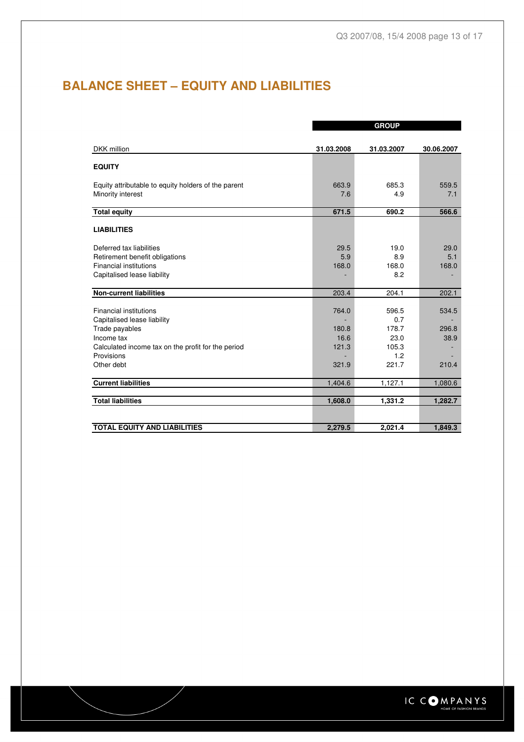# BALANCE SHEET – EQUITY AND LIABILITIES

| DKK million | GROUP | | |
|---|---|---|---|
| | 31.03.2008 | 31.03.2007 | 30.06.2007 |
| **EQUITY** | | | |
| Equity attributable to equity holders of the parent | 663.9 | 685.3 | 559.5 |
| Minority interest | 7.6 | 4.9 | 7.1 |
| **Total equity** | **671.5** | **690.2** | **566.6** |
| **LIABILITIES** | | | |
| Deferred tax liabilities | 29.5 | 19.0 | 29.0 |
| Retirement benefit obligations | 5.9 | 8.9 | 5.1 |
| Financial institutions | 168.0 | 168.0 | 168.0 |
| Capitalised lease liability | - | 8.2 | - |
| **Non-current liabilities** | 203.4 | 204.1 | 202.1 |
| Financial institutions | 764.0 | 596.5 | 534.5 |
| Capitalised lease liability | - | 0.7 | - |
| Trade payables | 180.8 | 178.7 | 296.8 |
| Income tax | 16.6 | 23.0 | 38.9 |
| Calculated income tax on the profit for the period | 121.3 | 105.3 | - |
| Provisions | - | 1.2 | - |
| Other debt | 321.9 | 221.7 | 210.4 |
| **Current liabilities** | 1,404.6 | 1,127.1 | 1,080.6 |
| **Total liabilities** | **1,608.0** | **1,331.2** | **1,282.7** |
| **TOTAL EQUITY AND LIABILITIES** | **2,279.5** | **2,021.4** | **1,849.3** |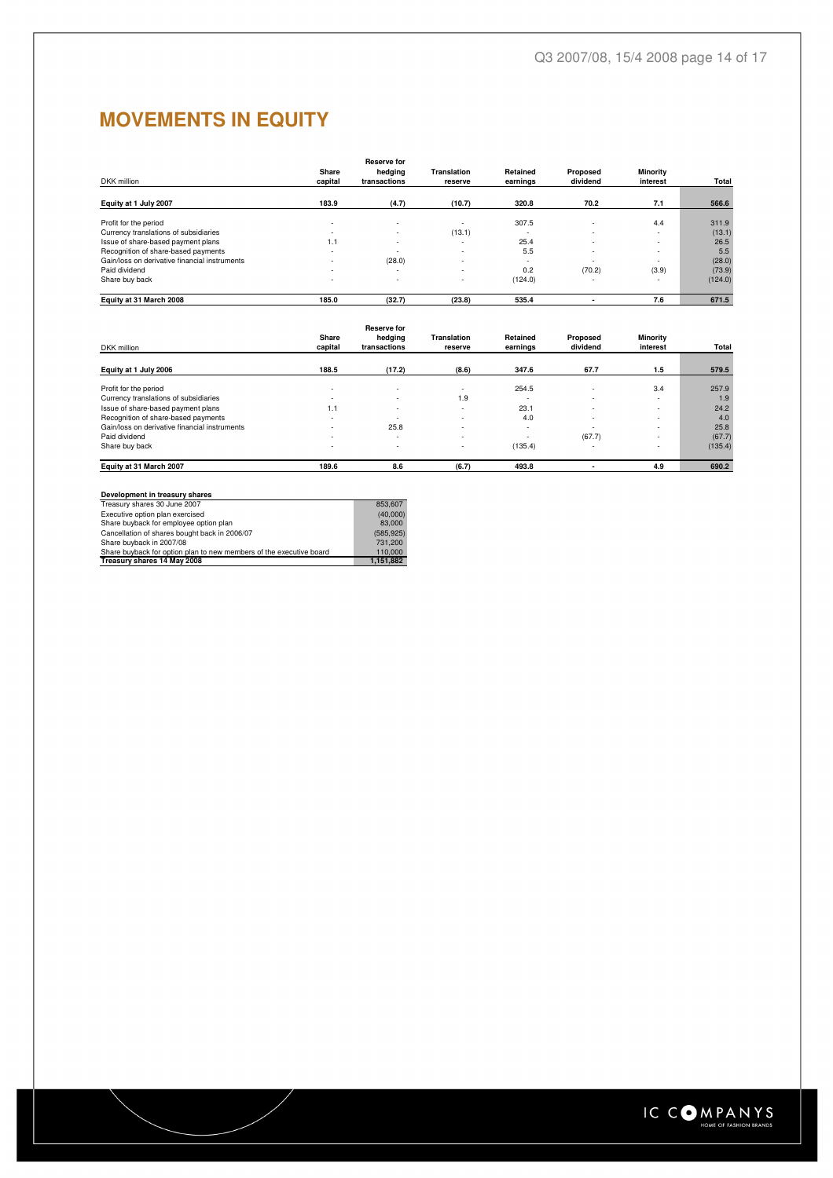# MOVEMENTS IN EQUITY

| DKK million | Share capital | Reserve for hedging transactions | Translation reserve | Retained earnings | Proposed dividend | Minority interest | Total |
|---|---|---|---|---|---|---|---|
| **Equity at 1 July 2007** | **183.9** | **(4.7)** | **(10.7)** | **320.8** | **70.2** | **7.1** | **566.6** |
| Profit for the period | - | - | - | 307.5 | - | 4.4 | 311.9 |
| Currency translations of subsidiaries | - | - | (13.1) | - | - | - | (13.1) |
| Issue of share-based payment plans | 1.1 | - | - | 25.4 | - | - | 26.5 |
| Recognition of share-based payments | - | - | - | 5.5 | - | - | 5.5 |
| Gain/loss on derivative financial instruments | - | (28.0) | - | - | - | - | (28.0) |
| Paid dividend | - | - | - | 0.2 | (70.2) | (3.9) | (73.9) |
| Share buy back | - | - | - | (124.0) | - | - | (124.0) |
| **Equity at 31 March 2008** | **185.0** | **(32.7)** | **(23.8)** | **535.4** | **-** | **7.6** | **671.5** |

| DKK million | Share capital | Reserve for hedging transactions | Translation reserve | Retained earnings | Proposed dividend | Minority interest | Total |
|---|---|---|---|---|---|---|---|
| **Equity at 1 July 2006** | **188.5** | **(17.2)** | **(8.6)** | **347.6** | **67.7** | **1.5** | **579.5** |
| Profit for the period | - | - | - | 254.5 | - | 3.4 | 257.9 |
| Currency translations of subsidiaries | - | - | 1.9 | - | - | - | 1.9 |
| Issue of share-based payment plans | 1.1 | - | - | 23.1 | - | - | 24.2 |
| Recognition of share-based payments | - | - | - | 4.0 | - | - | 4.0 |
| Gain/loss on derivative financial instruments | - | 25.8 | - | - | - | - | 25.8 |
| Paid dividend | - | - | - | - | (67.7) | - | (67.7) |
| Share buy back | - | - | - | (135.4) | - | - | (135.4) |
| **Equity at 31 March 2007** | **189.6** | **8.6** | **(6.7)** | **493.8** | **-** | **4.9** | **690.2** |

| **Development in treasury shares** | |
|---|---|
| Treasury shares 30 June 2007 | 853,607 |
| Executive option plan exercised | (40,000) |
| Share buyback for employee option plan | 83,000 |
| Cancellation of shares bought back in 2006/07 | (585,925) |
| Share buyback in 2007/08 | 731,200 |
| Share buyback for option plan to new members of the executive board | 110,000 |
| **Treasury shares 14 May 2008** | **1,151,882** |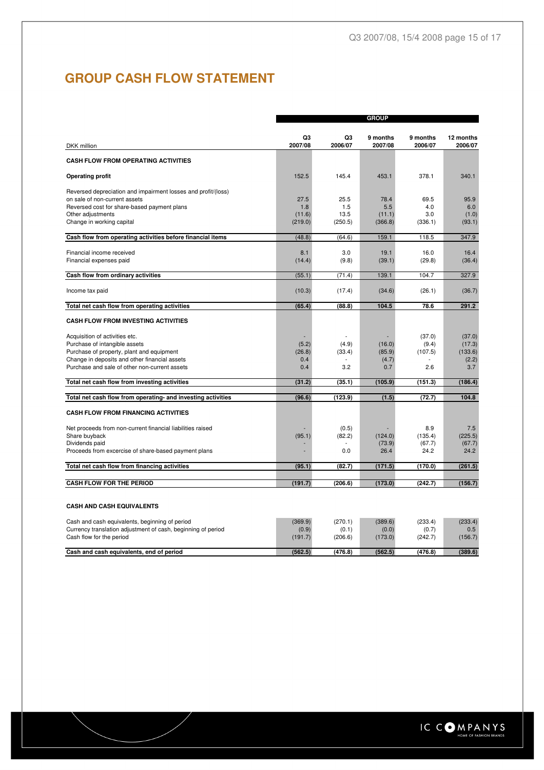# GROUP CASH FLOW STATEMENT

| DKK million | GROUP | | | | |
|---|---|---|---|---|---|
| | Q3 2007/08 | Q3 2006/07 | 9 months 2007/08 | 9 months 2006/07 | 12 months 2006/07 |
| **CASH FLOW FROM OPERATING ACTIVITIES** | | | | | |
| **Operating profit** | 152.5 | 145.4 | 453.1 | 378.1 | 340.1 |
| Reversed depreciation and impairment losses and profit/(loss) on sale of non-current assets | 27.5 | 25.5 | 78.4 | 69.5 | 95.9 |
| Reversed cost for share-based payment plans | 1.8 | 1.5 | 5.5 | 4.0 | 6.0 |
| Other adjustments | (11.6) | 13.5 | (11.1) | 3.0 | (1.0) |
| Change in working capital | (219.0) | (250.5) | (366.8) | (336.1) | (93.1) |
| **Cash flow from operating activities before financial items** | (48.8) | (64.6) | 159.1 | 118.5 | 347.9 |
| Financial income received | 8.1 | 3.0 | 19.1 | 16.0 | 16.4 |
| Financial expenses paid | (14.4) | (9.8) | (39.1) | (29.8) | (36.4) |
| **Cash flow from ordinary activities** | (55.1) | (71.4) | 139.1 | 104.7 | 327.9 |
| Income tax paid | (10.3) | (17.4) | (34.6) | (26.1) | (36.7) |
| **Total net cash flow from operating activities** | **(65.4)** | **(88.8)** | **104.5** | **78.6** | **291.2** |
| **CASH FLOW FROM INVESTING ACTIVITIES** | | | | | |
| Acquisition of activities etc. | - | - | - | (37.0) | (37.0) |
| Purchase of intangible assets | (5.2) | (4.9) | (16.0) | (9.4) | (17.3) |
| Purchase of property, plant and equipment | (26.8) | (33.4) | (85.9) | (107.5) | (133.6) |
| Change in deposits and other financial assets | 0.4 | - | (4.7) | - | (2.2) |
| Purchase and sale of other non-current assets | 0.4 | 3.2 | 0.7 | 2.6 | 3.7 |
| **Total net cash flow from investing activities** | **(31.2)** | **(35.1)** | **(105.9)** | **(151.3)** | **(186.4)** |
| **Total net cash flow from operating- and investing activities** | **(96.6)** | **(123.9)** | **(1.5)** | **(72.7)** | **104.8** |
| **CASH FLOW FROM FINANCING ACTIVITIES** | | | | | |
| Net proceeds from non-current financial liabilities raised | - | (0.5) | - | 8.9 | 7.5 |
| Share buyback | (95.1) | (82.2) | (124.0) | (135.4) | (225.5) |
| Dividends paid | - | - | (73.9) | (67.7) | (67.7) |
| Proceeds from excercise of share-based payment plans | - | 0.0 | 26.4 | 24.2 | 24.2 |
| **Total net cash flow from financing activities** | **(95.1)** | **(82.7)** | **(171.5)** | **(170.0)** | **(261.5)** |
| **CASH FLOW FOR THE PERIOD** | **(191.7)** | **(206.6)** | **(173.0)** | **(242.7)** | **(156.7)** |
| **CASH AND CASH EQUIVALENTS** | | | | | |
| Cash and cash equivalents, beginning of period | (369.9) | (270.1) | (389.6) | (233.4) | (233.4) |
| Currency translation adjustment of cash, beginning of period | (0.9) | (0.1) | (0.0) | (0.7) | 0.5 |
| Cash flow for the period | (191.7) | (206.6) | (173.0) | (242.7) | (156.7) |
| **Cash and cash equivalents, end of period** | **(562.5)** | **(476.8)** | **(562.5)** | **(476.8)** | **(389.6)** |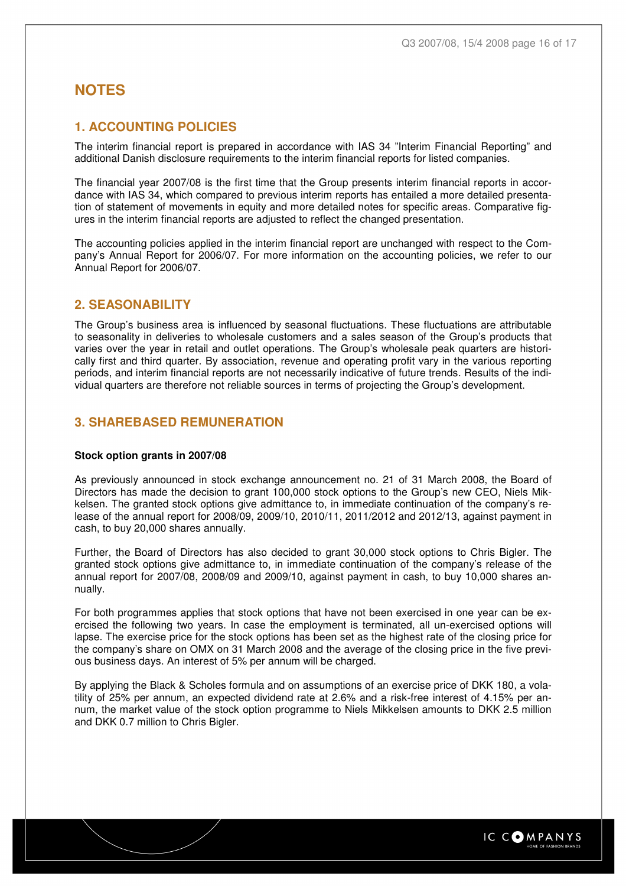# NOTES

## 1. ACCOUNTING POLICIES

The interim financial report is prepared in accordance with IAS 34 "Interim Financial Reporting" and additional Danish disclosure requirements to the interim financial reports for listed companies.

The financial year 2007/08 is the first time that the Group presents interim financial reports in accordance with IAS 34, which compared to previous interim reports has entailed a more detailed presentation of statement of movements in equity and more detailed notes for specific areas. Comparative figures in the interim financial reports are adjusted to reflect the changed presentation.

The accounting policies applied in the interim financial report are unchanged with respect to the Company's Annual Report for 2006/07. For more information on the accounting policies, we refer to our Annual Report for 2006/07.

## 2. SEASONABILITY

The Group's business area is influenced by seasonal fluctuations. These fluctuations are attributable to seasonality in deliveries to wholesale customers and a sales season of the Group's products that varies over the year in retail and outlet operations. The Group's wholesale peak quarters are historically first and third quarter. By association, revenue and operating profit vary in the various reporting periods, and interim financial reports are not necessarily indicative of future trends. Results of the individual quarters are therefore not reliable sources in terms of projecting the Group's development.

## 3. SHAREBASED REMUNERATION

**Stock option grants in 2007/08**

As previously announced in stock exchange announcement no. 21 of 31 March 2008, the Board of Directors has made the decision to grant 100,000 stock options to the Group's new CEO, Niels Mikkelsen. The granted stock options give admittance to, in immediate continuation of the company's release of the annual report for 2008/09, 2009/10, 2010/11, 2011/2012 and 2012/13, against payment in cash, to buy 20,000 shares annually.

Further, the Board of Directors has also decided to grant 30,000 stock options to Chris Bigler. The granted stock options give admittance to, in immediate continuation of the company's release of the annual report for 2007/08, 2008/09 and 2009/10, against payment in cash, to buy 10,000 shares annually.

For both programmes applies that stock options that have not been exercised in one year can be exercised the following two years. In case the employment is terminated, all un-exercised options will lapse. The exercise price for the stock options has been set as the highest rate of the closing price for the company's share on OMX on 31 March 2008 and the average of the closing price in the five previous business days. An interest of 5% per annum will be charged.

By applying the Black & Scholes formula and on assumptions of an exercise price of DKK 180, a volatility of 25% per annum, an expected dividend rate at 2.6% and a risk-free interest of 4.15% per annum, the market value of the stock option programme to Niels Mikkelsen amounts to DKK 2.5 million and DKK 0.7 million to Chris Bigler.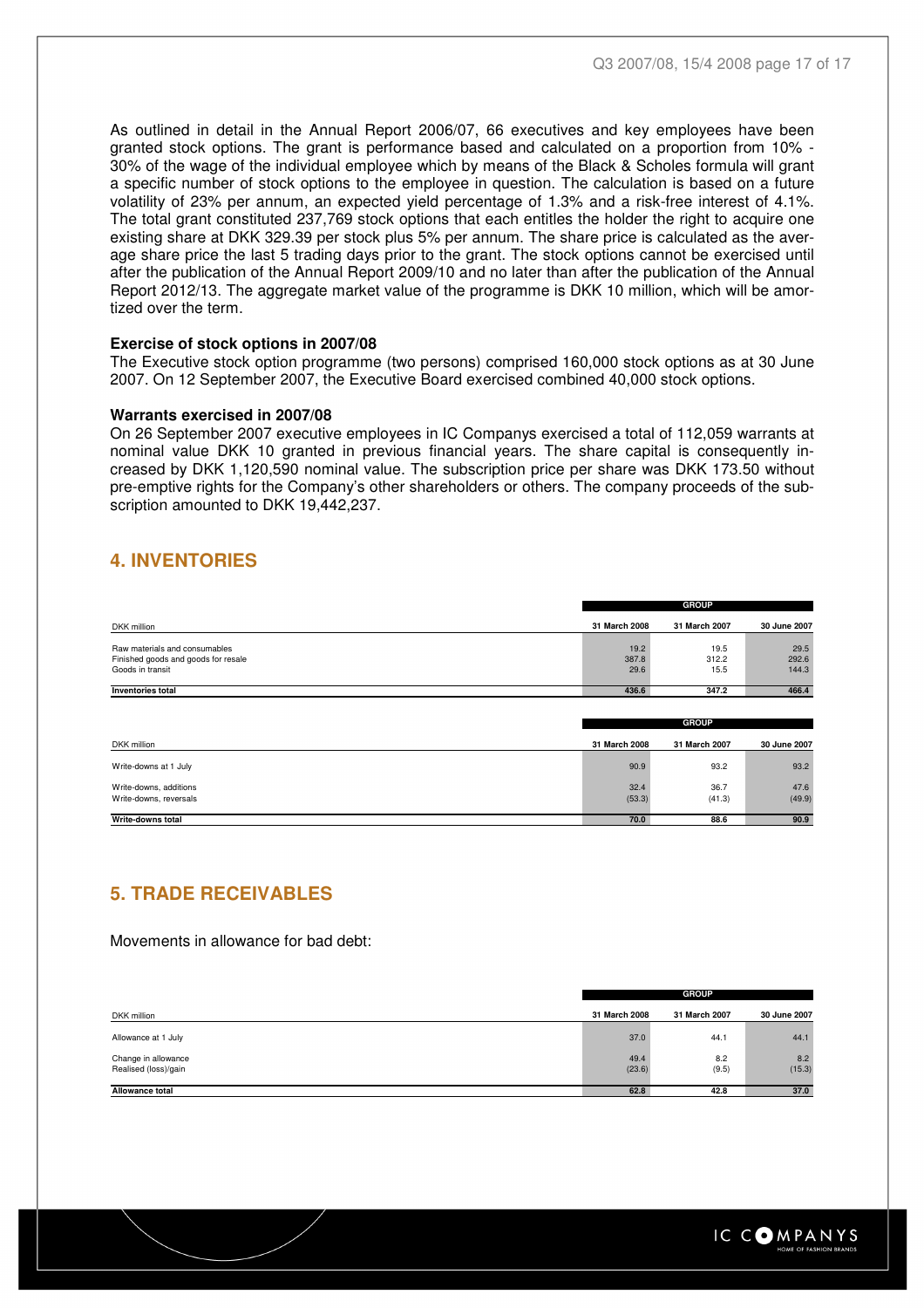As outlined in detail in the Annual Report 2006/07, 66 executives and key employees have been granted stock options. The grant is performance based and calculated on a proportion from 10% - 30% of the wage of the individual employee which by means of the Black & Scholes formula will grant a specific number of stock options to the employee in question. The calculation is based on a future volatility of 23% per annum, an expected yield percentage of 1.3% and a risk-free interest of 4.1%. The total grant constituted 237,769 stock options that each entitles the holder the right to acquire one existing share at DKK 329.39 per stock plus 5% per annum. The share price is calculated as the average share price the last 5 trading days prior to the grant. The stock options cannot be exercised until after the publication of the Annual Report 2009/10 and no later than after the publication of the Annual Report 2012/13. The aggregate market value of the programme is DKK 10 million, which will be amortized over the term.

**Exercise of stock options in 2007/08**

The Executive stock option programme (two persons) comprised 160,000 stock options as at 30 June 2007. On 12 September 2007, the Executive Board exercised combined 40,000 stock options.

**Warrants exercised in 2007/08**

On 26 September 2007 executive employees in IC Companys exercised a total of 112,059 warrants at nominal value DKK 10 granted in previous financial years. The share capital is consequently increased by DKK 1,120,590 nominal value. The subscription price per share was DKK 173.50 without pre-emptive rights for the Company's other shareholders or others. The company proceeds of the subscription amounted to DKK 19,442,237.

## 4. INVENTORIES

| | GROUP | | |
|---|---|---|---|
| DKK million | 31 March 2008 | 31 March 2007 | 30 June 2007 |
| Raw materials and consumables | 19.2 | 19.5 | 29.5 |
| Finished goods and goods for resale | 387.8 | 312.2 | 292.6 |
| Goods in transit | 29.6 | 15.5 | 144.3 |
| **Inventories total** | **436.6** | **347.2** | **466.4** |

| | GROUP | | |
|---|---|---|---|
| DKK million | 31 March 2008 | 31 March 2007 | 30 June 2007 |
| Write-downs at 1 July | 90.9 | 93.2 | 93.2 |
| Write-downs, additions | 32.4 | 36.7 | 47.6 |
| Write-downs, reversals | (53.3) | (41.3) | (49.9) |
| **Write-downs total** | **70.0** | **88.6** | **90.9** |

## 5. TRADE RECEIVABLES

Movements in allowance for bad debt:

| | GROUP | | |
|---|---|---|---|
| DKK million | 31 March 2008 | 31 March 2007 | 30 June 2007 |
| Allowance at 1 July | 37.0 | 44.1 | 44.1 |
| Change in allowance | 49.4 | 8.2 | 8.2 |
| Realised (loss)/gain | (23.6) | (9.5) | (15.3) |
| **Allowance total** | **62.8** | **42.8** | **37.0** |